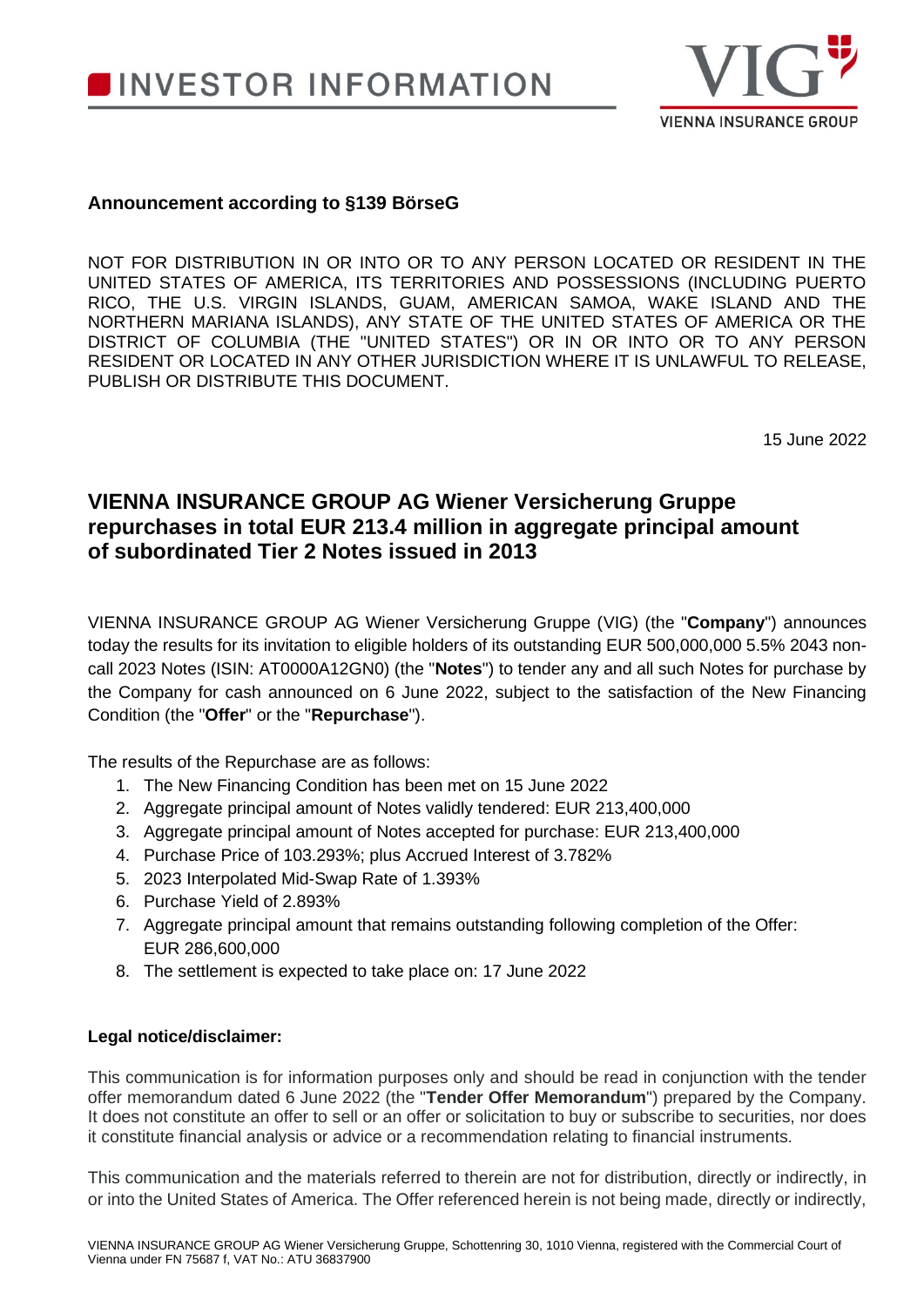# INVESTOR INFORMATION

**Announcement according to §139 BörseG**

NOT FOR DISTRIBUTION IN OR INTO OR TO ANY PERSON LOCATED OR RESIDENT IN THE UNITED STATES OF AMERICA, ITS TERRITORIES AND POSSESSIONS (INCLUDING PUERTO RICO, THE U.S. VIRGIN ISLANDS, GUAM, AMERICAN SAMOA, WAKE ISLAND AND THE NORTHERN MARIANA ISLANDS), ANY STATE OF THE UNITED STATES OF AMERICA OR THE DISTRICT OF COLUMBIA (THE "UNITED STATES") OR IN OR INTO OR TO ANY PERSON RESIDENT OR LOCATED IN ANY OTHER JURISDICTION WHERE IT IS UNLAWFUL TO RELEASE, PUBLISH OR DISTRIBUTE THIS DOCUMENT.

15 June 2022

## VIENNA INSURANCE GROUP AG Wiener Versicherung Gruppe repurchases in total EUR 213.4 million in aggregate principal amount of subordinated Tier 2 Notes issued in 2013

VIENNA INSURANCE GROUP AG Wiener Versicherung Gruppe (VIG) (the "**Company**") announces today the results for its invitation to eligible holders of its outstanding EUR 500,000,000 5.5% 2043 non-call 2023 Notes (ISIN: AT0000A12GN0) (the "**Notes**") to tender any and all such Notes for purchase by the Company for cash announced on 6 June 2022, subject to the satisfaction of the New Financing Condition (the "**Offer**" or the "**Repurchase**").

The results of the Repurchase are as follows:

1. The New Financing Condition has been met on 15 June 2022
2. Aggregate principal amount of Notes validly tendered: EUR 213,400,000
3. Aggregate principal amount of Notes accepted for purchase: EUR 213,400,000
4. Purchase Price of 103.293%; plus Accrued Interest of 3.782%
5. 2023 Interpolated Mid-Swap Rate of 1.393%
6. Purchase Yield of 2.893%
7. Aggregate principal amount that remains outstanding following completion of the Offer: EUR 286,600,000
8. The settlement is expected to take place on: 17 June 2022

**Legal notice/disclaimer:**

This communication is for information purposes only and should be read in conjunction with the tender offer memorandum dated 6 June 2022 (the "**Tender Offer Memorandum**") prepared by the Company. It does not constitute an offer to sell or an offer or solicitation to buy or subscribe to securities, nor does it constitute financial analysis or advice or a recommendation relating to financial instruments.

This communication and the materials referred to therein are not for distribution, directly or indirectly, in or into the United States of America. The Offer referenced herein is not being made, directly or indirectly,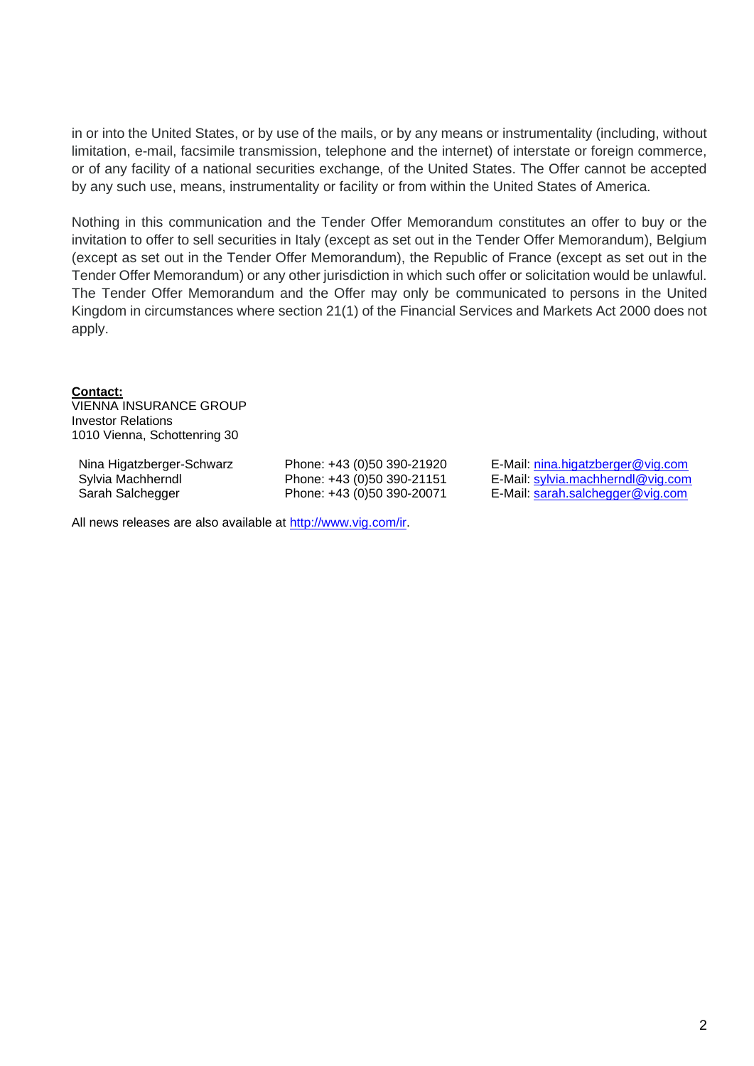in or into the United States, or by use of the mails, or by any means or instrumentality (including, without limitation, e-mail, facsimile transmission, telephone and the internet) of interstate or foreign commerce, or of any facility of a national securities exchange, of the United States. The Offer cannot be accepted by any such use, means, instrumentality or facility or from within the United States of America.

Nothing in this communication and the Tender Offer Memorandum constitutes an offer to buy or the invitation to offer to sell securities in Italy (except as set out in the Tender Offer Memorandum), Belgium (except as set out in the Tender Offer Memorandum), the Republic of France (except as set out in the Tender Offer Memorandum) or any other jurisdiction in which such offer or solicitation would be unlawful. The Tender Offer Memorandum and the Offer may only be communicated to persons in the United Kingdom in circumstances where section 21(1) of the Financial Services and Markets Act 2000 does not apply.

**Contact:**
VIENNA INSURANCE GROUP
Investor Relations
1010 Vienna, Schottenring 30

| | | |
|---|---|---|
| Nina Higatzberger-Schwarz | Phone: +43 (0)50 390-21920 | E-Mail: nina.higatzberger@vig.com |
| Sylvia Machherndl | Phone: +43 (0)50 390-21151 | E-Mail: sylvia.machherndl@vig.com |
| Sarah Salchegger | Phone: +43 (0)50 390-20071 | E-Mail: sarah.salchegger@vig.com |

All news releases are also available at http://www.vig.com/ir.